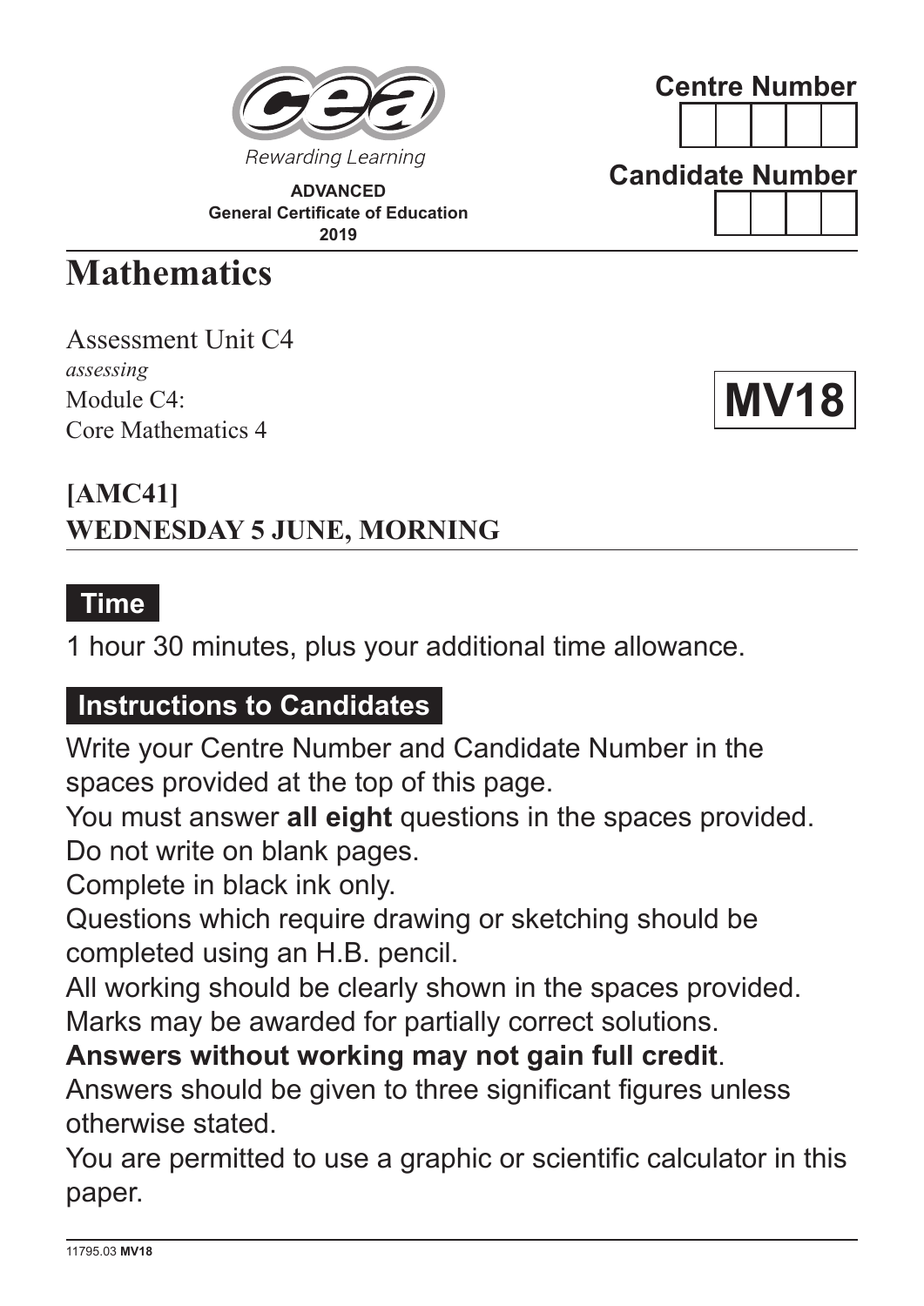Rewarding Learning

**ADVANCED**
**General Certificate of Education**
**2019**

**Centre Number**

**Candidate Number**

# Mathematics

Assessment Unit C4
*assessing*
Module C4:
Core Mathematics 4

**MV18**

## [AMC41]
## WEDNESDAY 5 JUNE, MORNING

### Time

1 hour 30 minutes, plus your additional time allowance.

### Instructions to Candidates

Write your Centre Number and Candidate Number in the spaces provided at the top of this page.
You must answer **all eight** questions in the spaces provided.
Do not write on blank pages.
Complete in black ink only.
Questions which require drawing or sketching should be completed using an H.B. pencil.
All working should be clearly shown in the spaces provided.
Marks may be awarded for partially correct solutions.
**Answers without working may not gain full credit**.
Answers should be given to three significant figures unless otherwise stated.
You are permitted to use a graphic or scientific calculator in this paper.

11795.03 **MV18**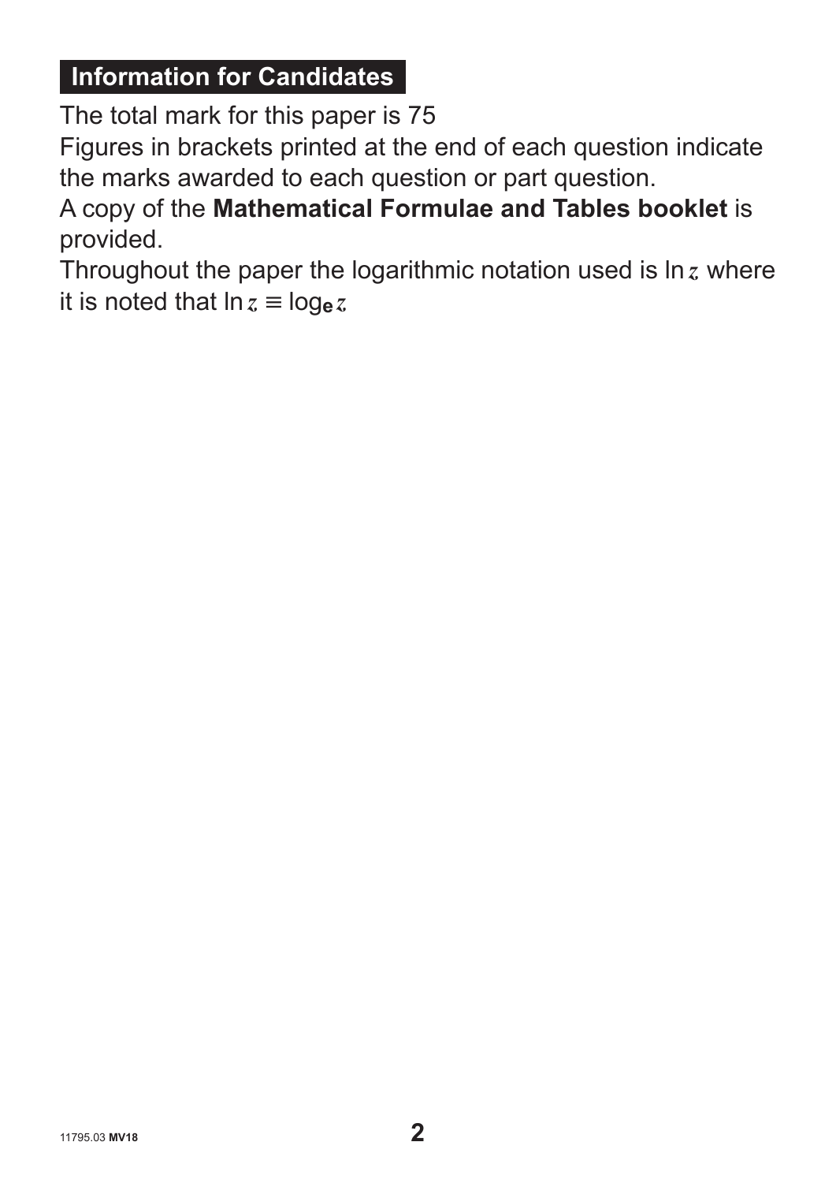## Information for Candidates

The total mark for this paper is 75

Figures in brackets printed at the end of each question indicate the marks awarded to each question or part question.

A copy of the **Mathematical Formulae and Tables booklet** is provided.

Throughout the paper the logarithmic notation used is $\ln z$ where it is noted that $\ln z \equiv \log_{e} z$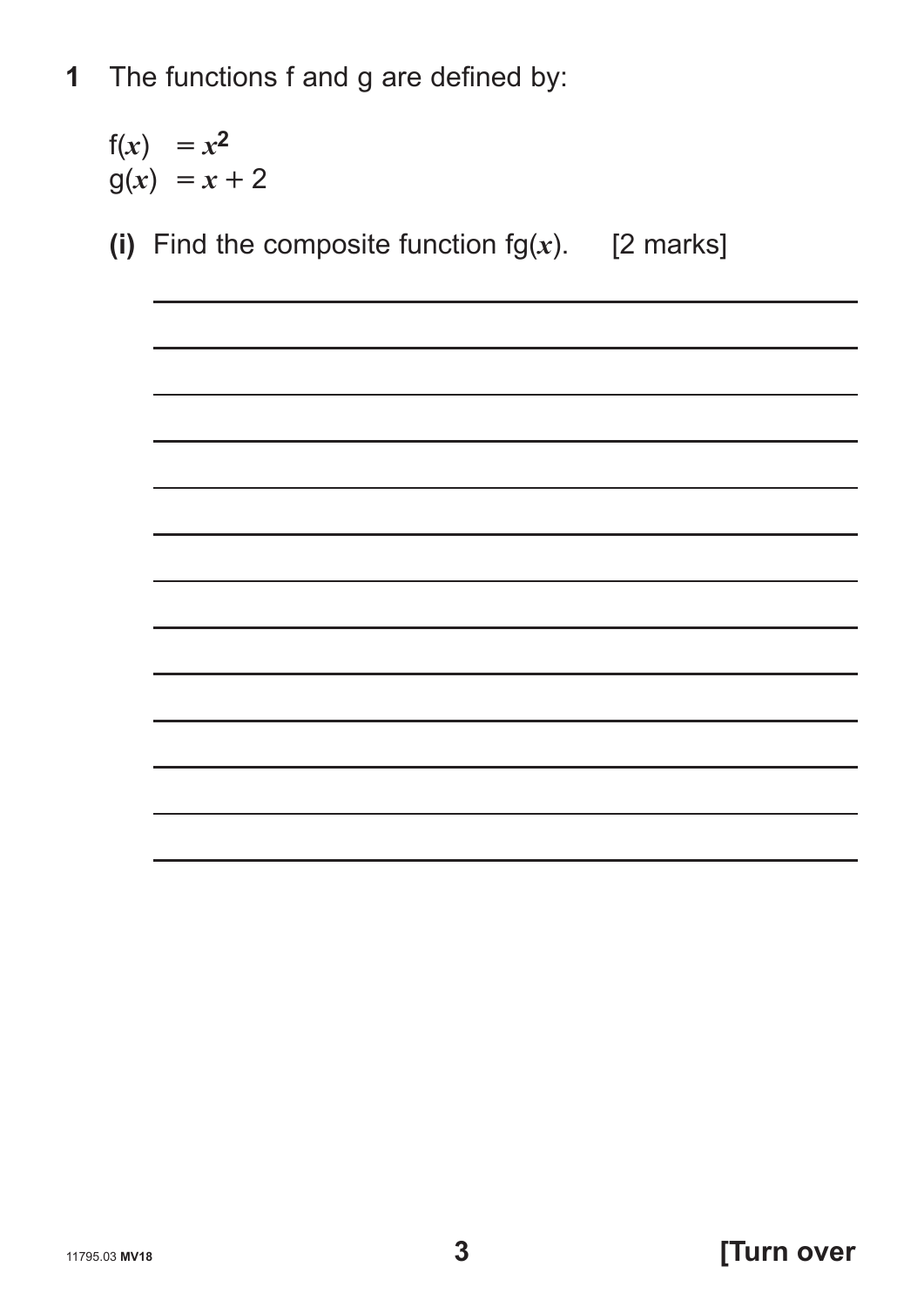**1** The functions f and g are defined by:

$f(x) = x^2$
$g(x) = x + 2$

**(i)** Find the composite function $fg(x)$. [2 marks]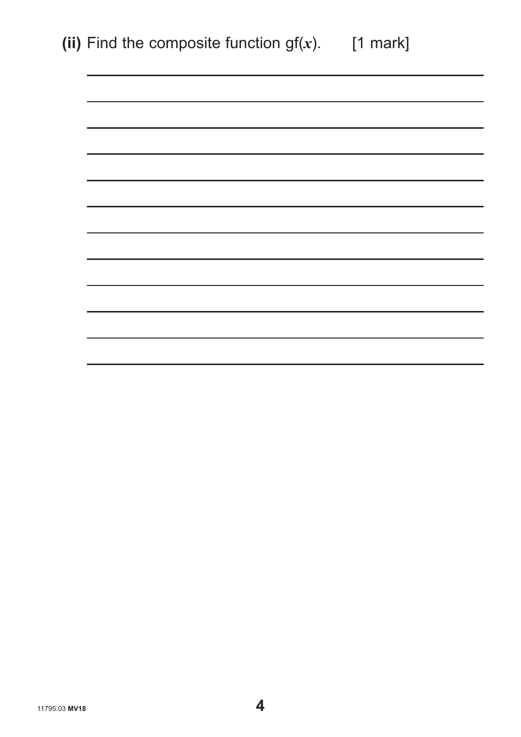**(ii)** Find the composite function $gf(x)$. [1 mark]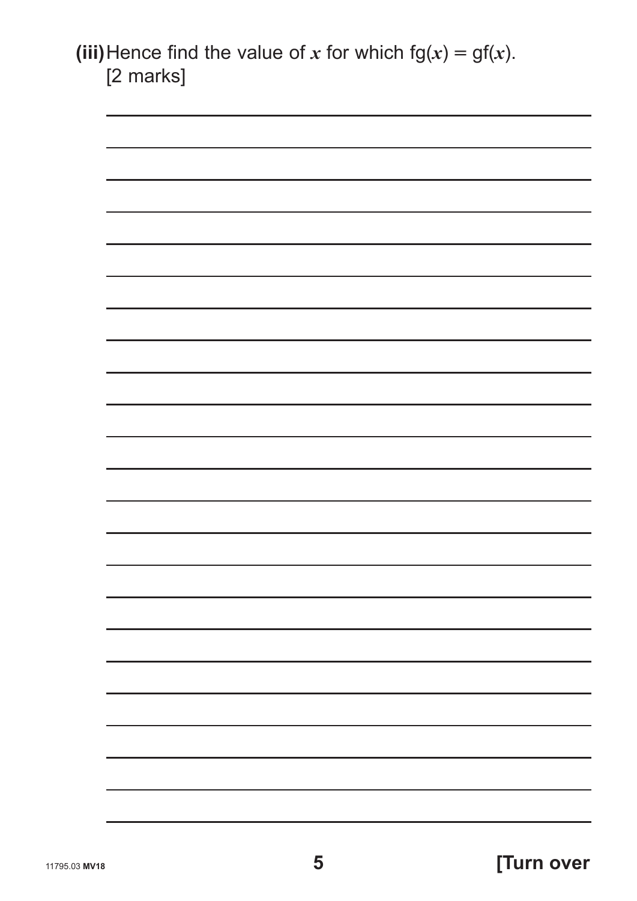**(iii)** Hence find the value of $x$ for which $fg(x) = gf(x)$.
[2 marks]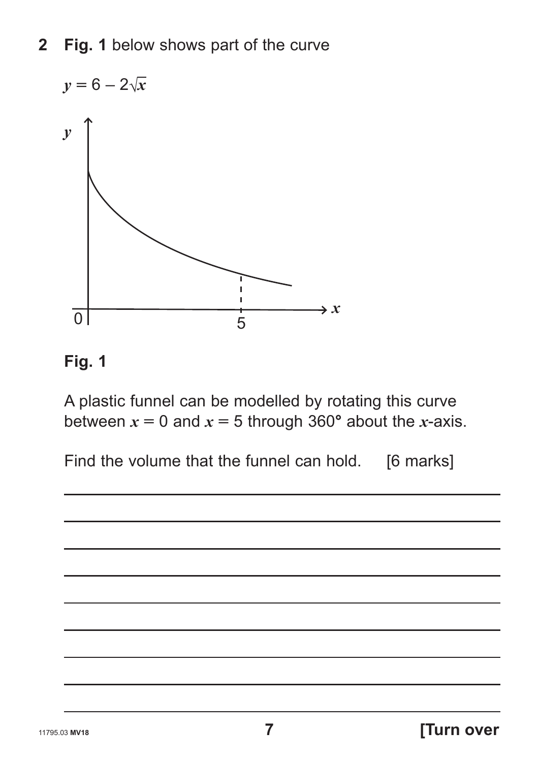**2** **Fig. 1** below shows part of the curve

$$y = 6 - 2\sqrt{x}$$

**Fig. 1**

A plastic funnel can be modelled by rotating this curve between $x = 0$ and $x = 5$ through 360° about the $x$-axis.

Find the volume that the funnel can hold. [6 marks]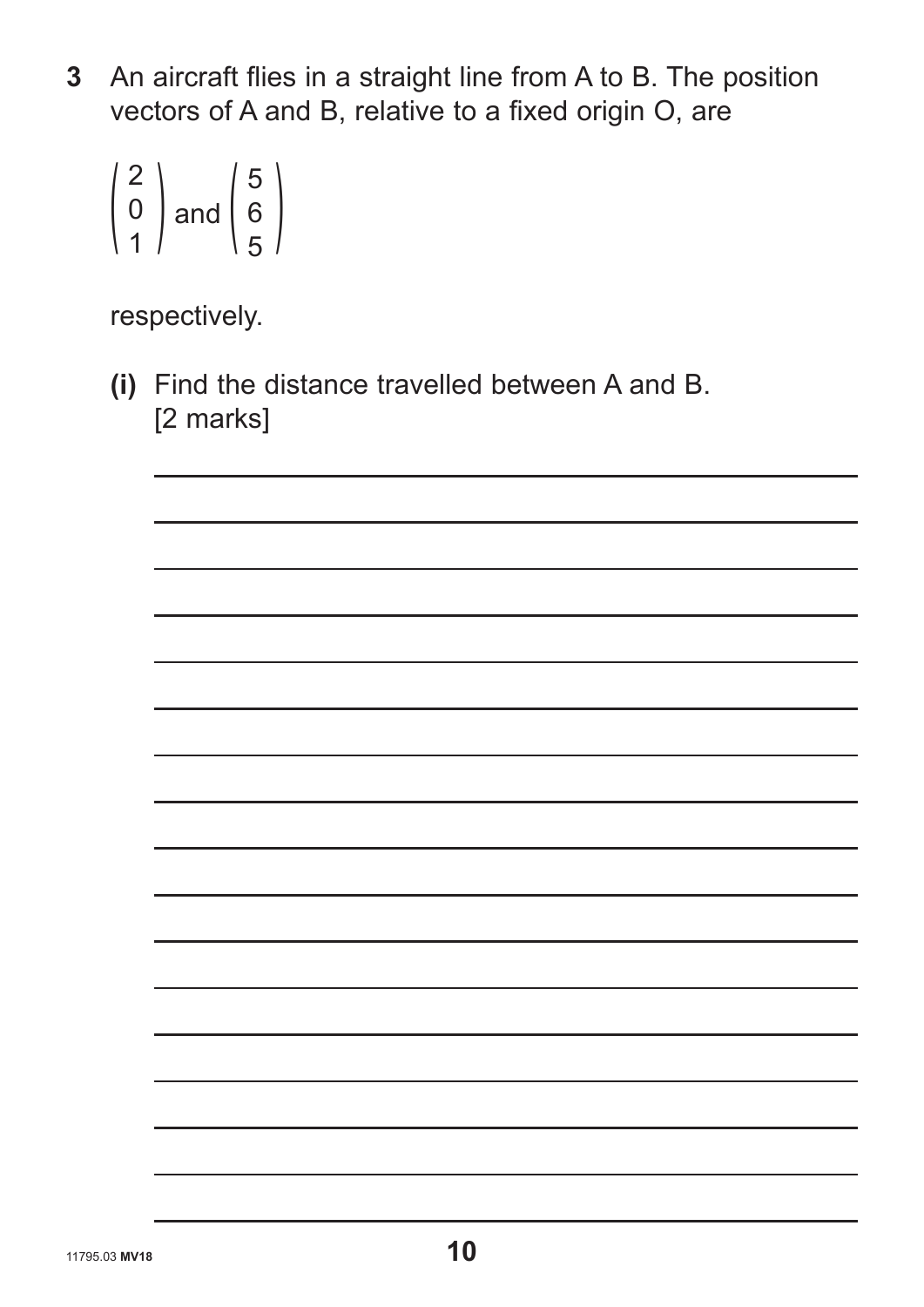**3** An aircraft flies in a straight line from A to B. The position vectors of A and B, relative to a fixed origin O, are

$$\begin{pmatrix} 2 \\ 0 \\ 1 \end{pmatrix} \text{ and } \begin{pmatrix} 5 \\ 6 \\ 5 \end{pmatrix}$$

respectively.

**(i)** Find the distance travelled between A and B.
[2 marks]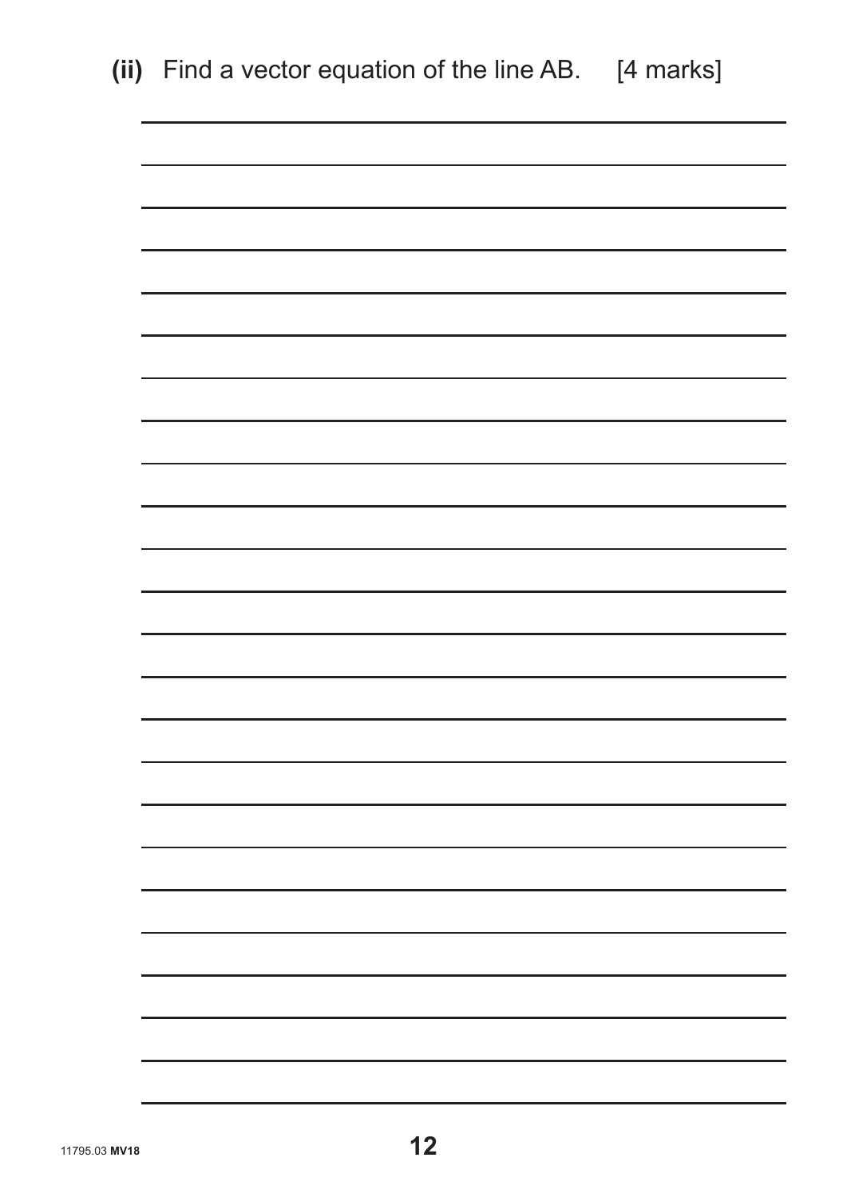**(ii)** Find a vector equation of the line AB. [4 marks]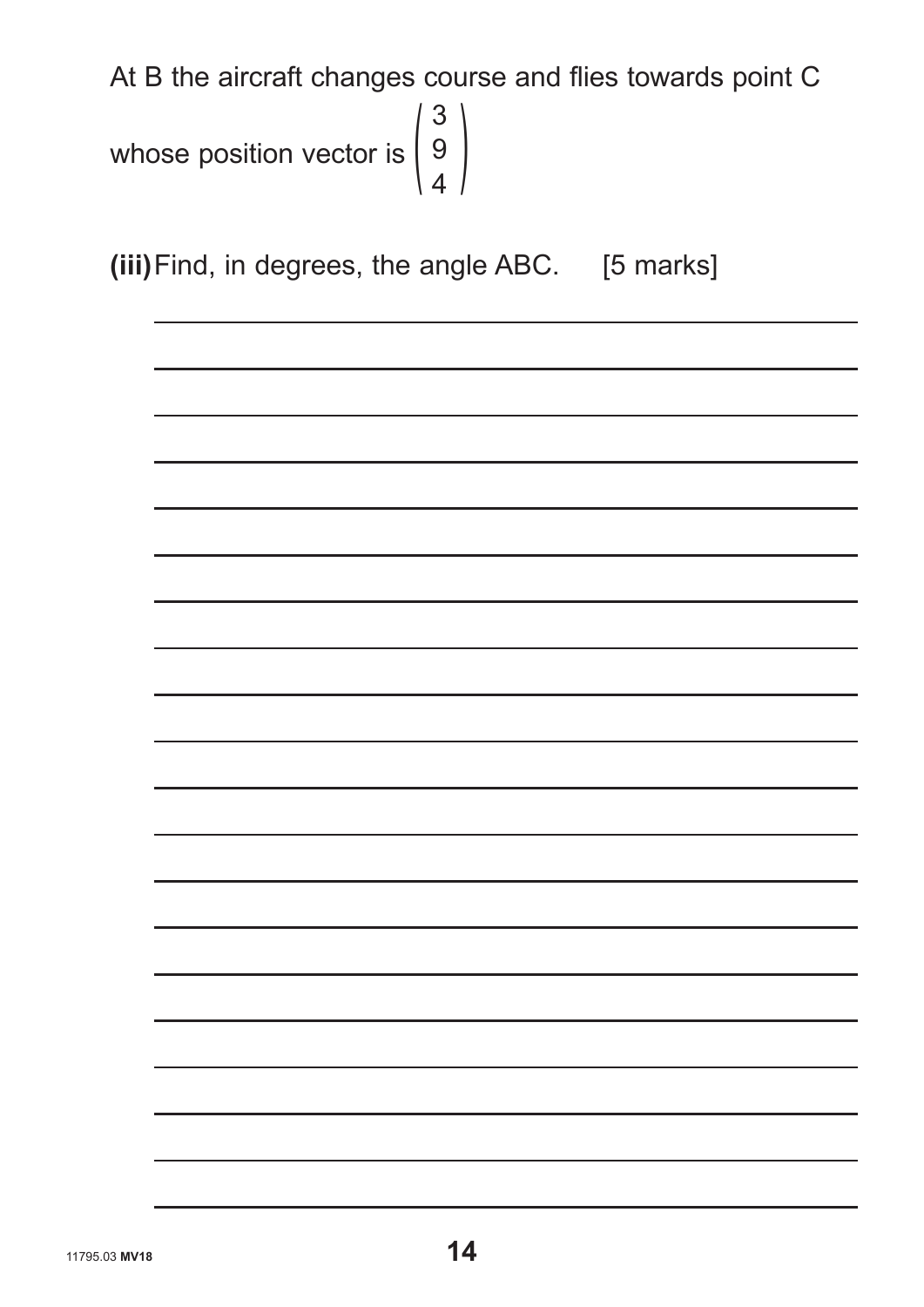At B the aircraft changes course and flies towards point C whose position vector is $\begin{pmatrix} 3 \\ 9 \\ 4 \end{pmatrix}$

**(iii)** Find, in degrees, the angle ABC. [5 marks]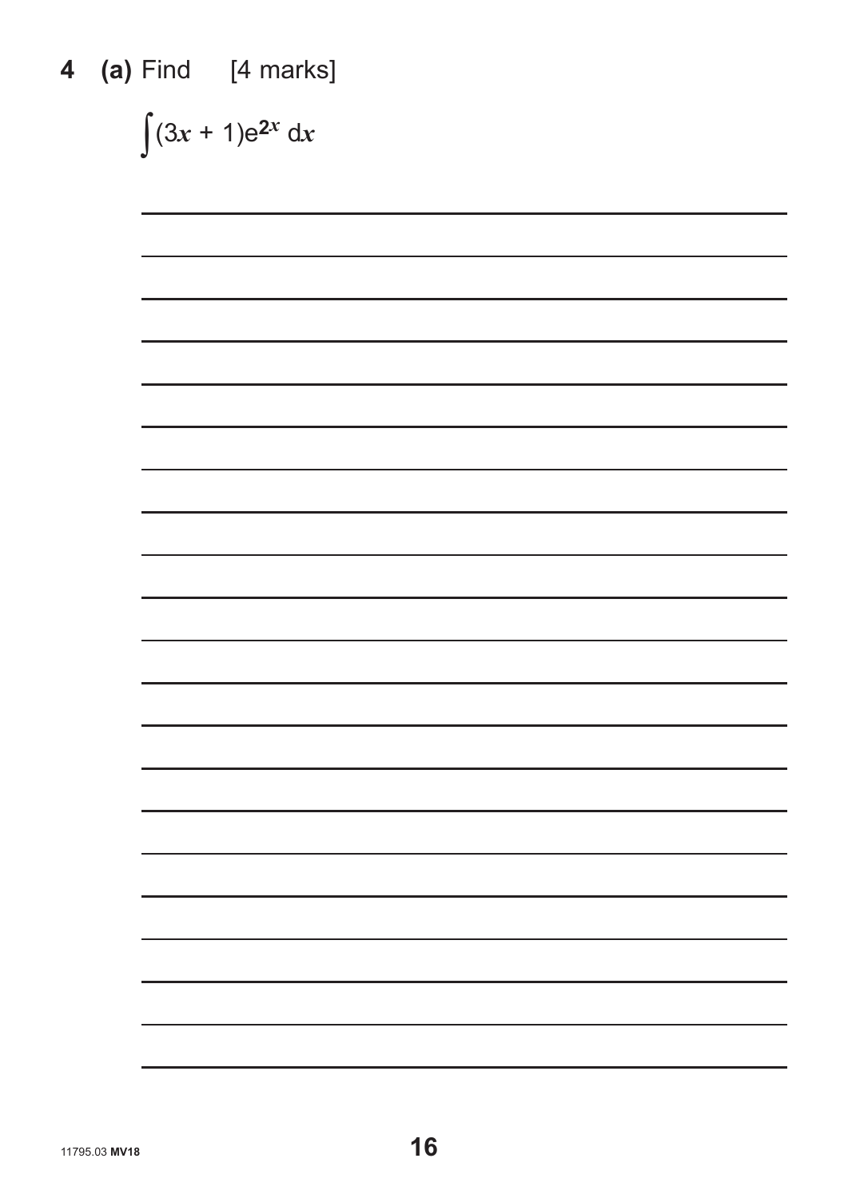**4** **(a)** Find [4 marks]

$$\int (3x + 1)e^{2x}\, dx$$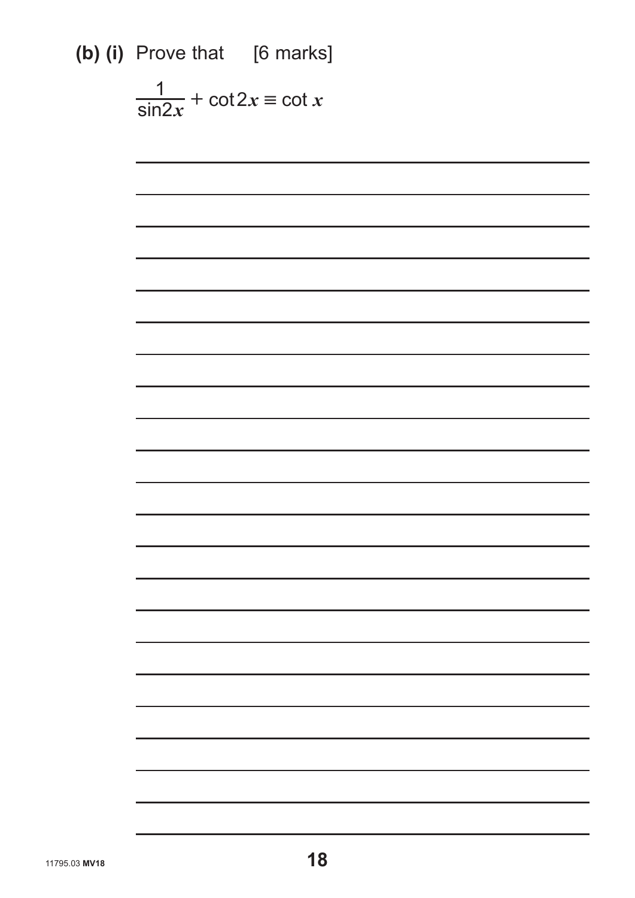**(b) (i)** Prove that [6 marks]

$$\frac{1}{\sin 2x} + \cot 2x \equiv \cot x$$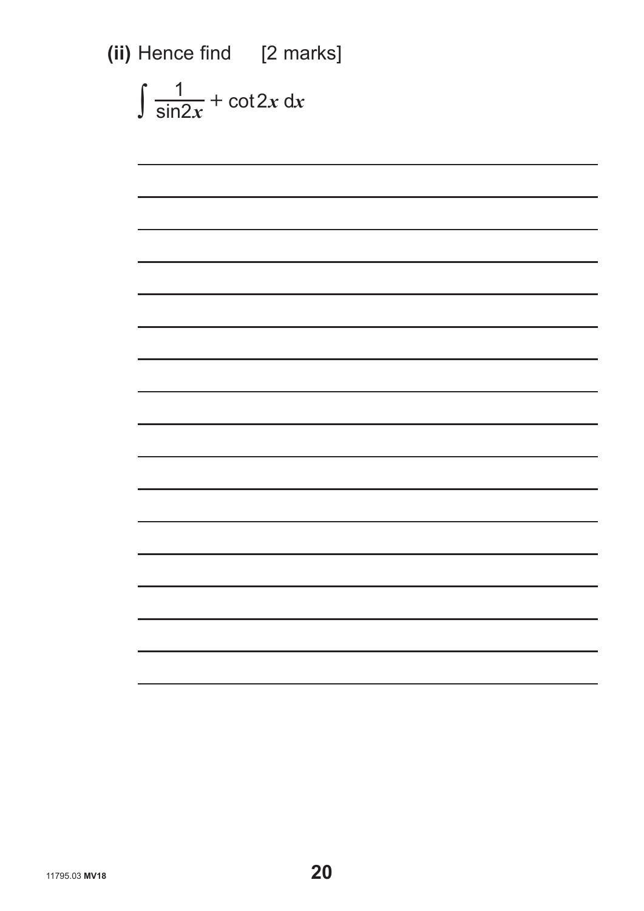**(ii)** Hence find [2 marks]

$$\int \frac{1}{\sin 2x} + \cot 2x \, dx$$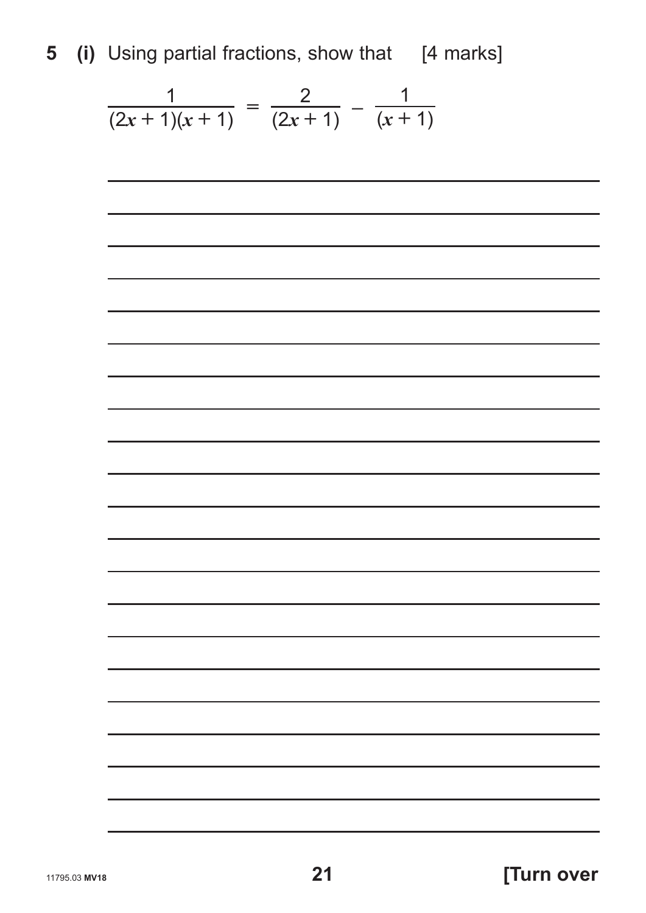**5 (i)** Using partial fractions, show that [4 marks]

$$\frac{1}{(2x + 1)(x + 1)} = \frac{2}{(2x + 1)} - \frac{1}{(x + 1)}$$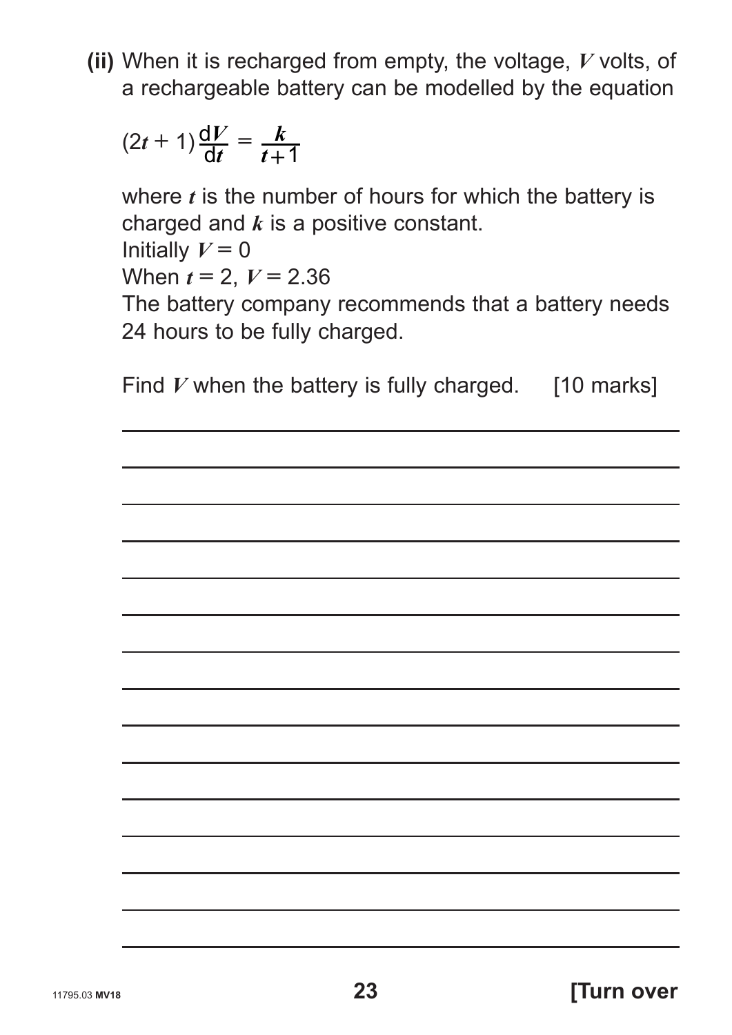**(ii)** When it is recharged from empty, the voltage, $V$ volts, of a rechargeable battery can be modelled by the equation

$$(2t + 1)\frac{dV}{dt} = \frac{k}{t+1}$$

where $t$ is the number of hours for which the battery is charged and $k$ is a positive constant.

Initially $V = 0$

When $t = 2$, $V = 2.36$

The battery company recommends that a battery needs 24 hours to be fully charged.

Find $V$ when the battery is fully charged. [10 marks]

**[Turn over**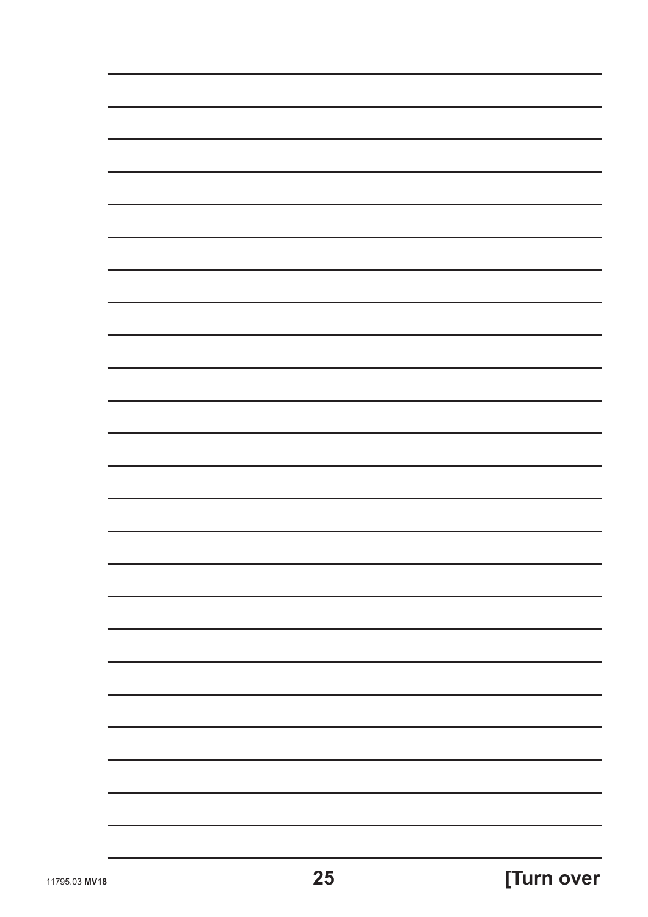[Turn over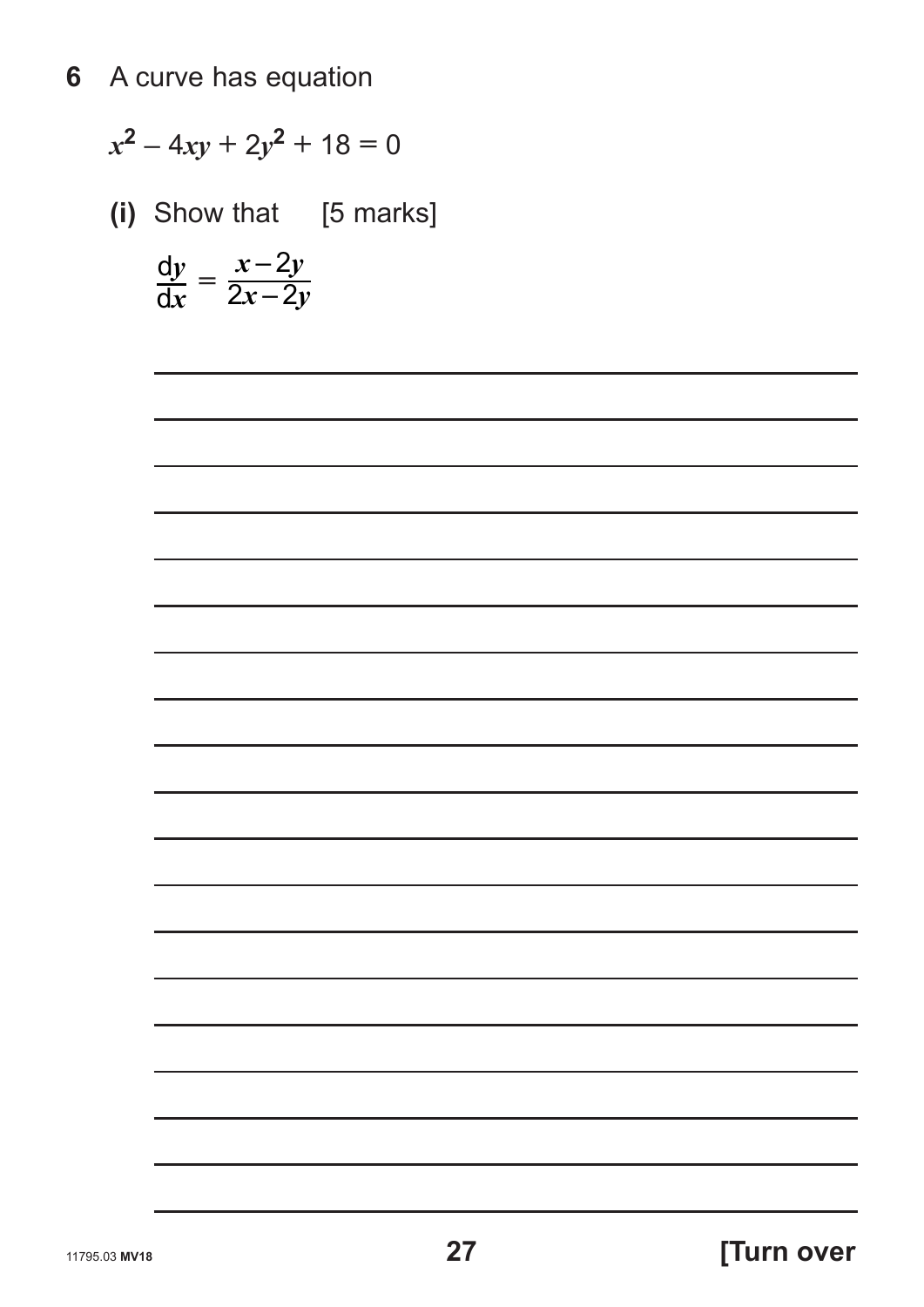**6** A curve has equation

$$x^2 - 4xy + 2y^2 + 18 = 0$$

**(i)** Show that [5 marks]

$$\frac{dy}{dx} = \frac{x - 2y}{2x - 2y}$$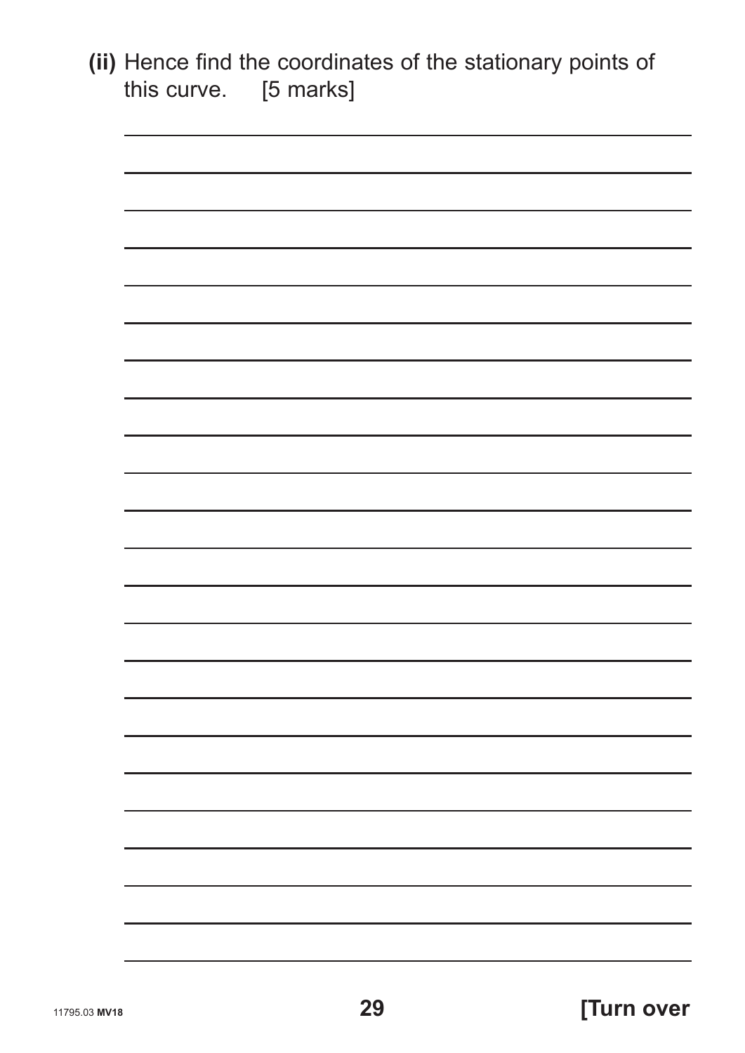**(ii)** Hence find the coordinates of the stationary points of this curve. [5 marks]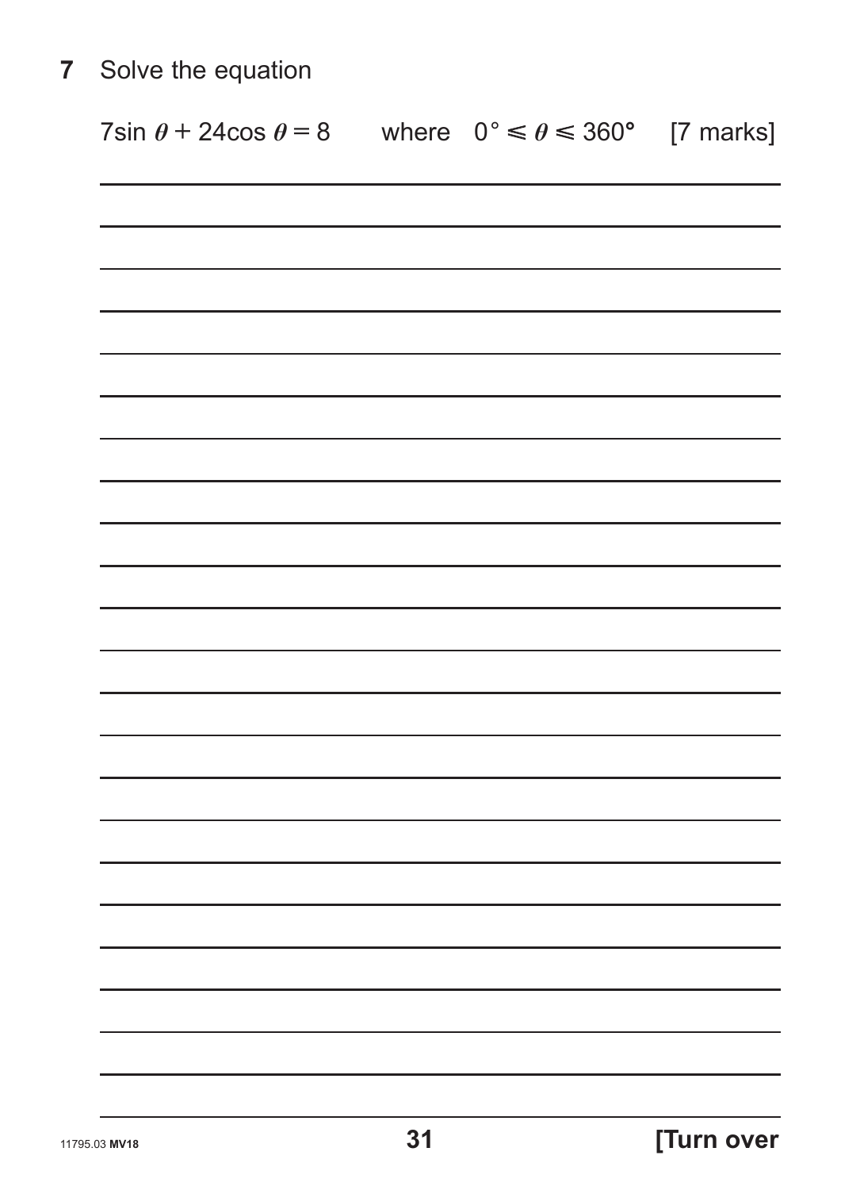**7** Solve the equation

$7\sin\theta + 24\cos\theta = 8$ where $0° \leqslant \theta \leqslant 360°$ [7 marks]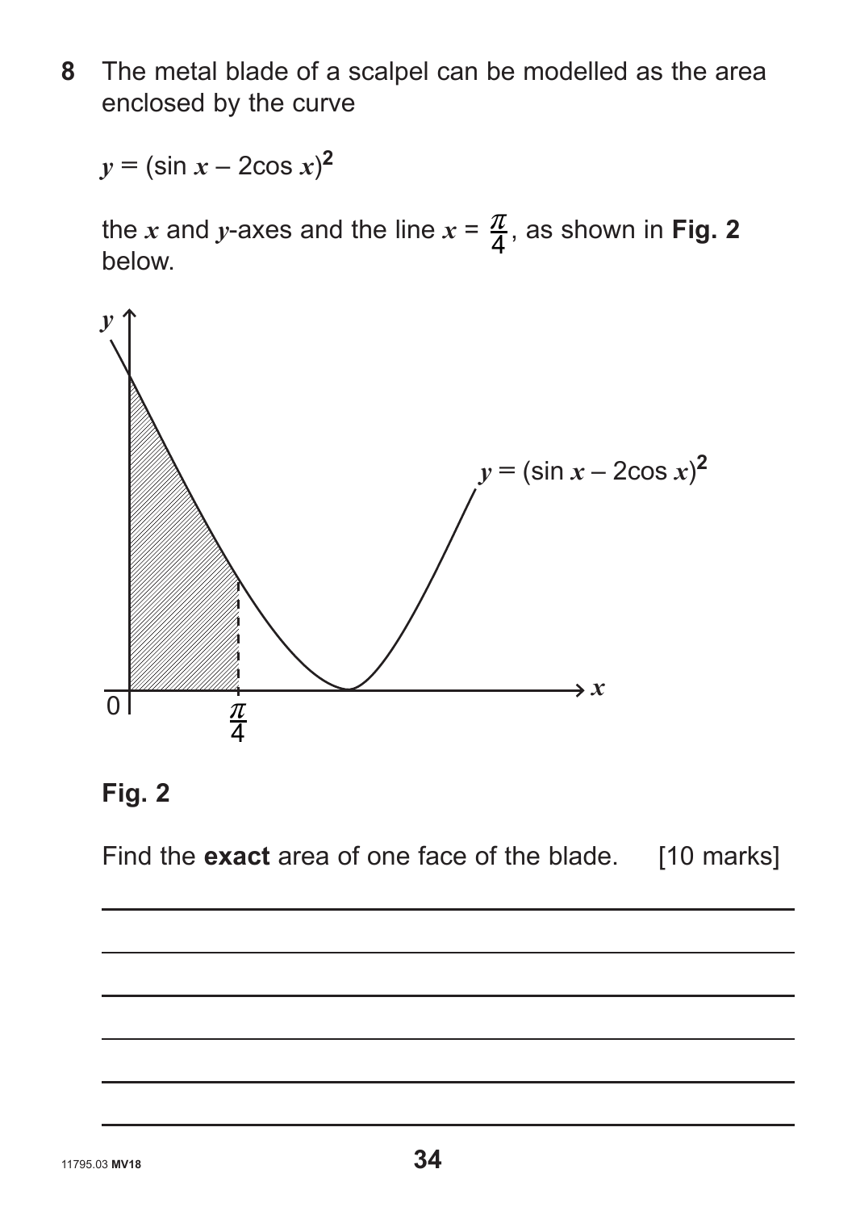**8** The metal blade of a scalpel can be modelled as the area enclosed by the curve

$$y = (\sin x - 2\cos x)^2$$

the $x$ and $y$-axes and the line $x = \frac{\pi}{4}$, as shown in **Fig. 2** below.

**Fig. 2**

Find the **exact** area of one face of the blade. [10 marks]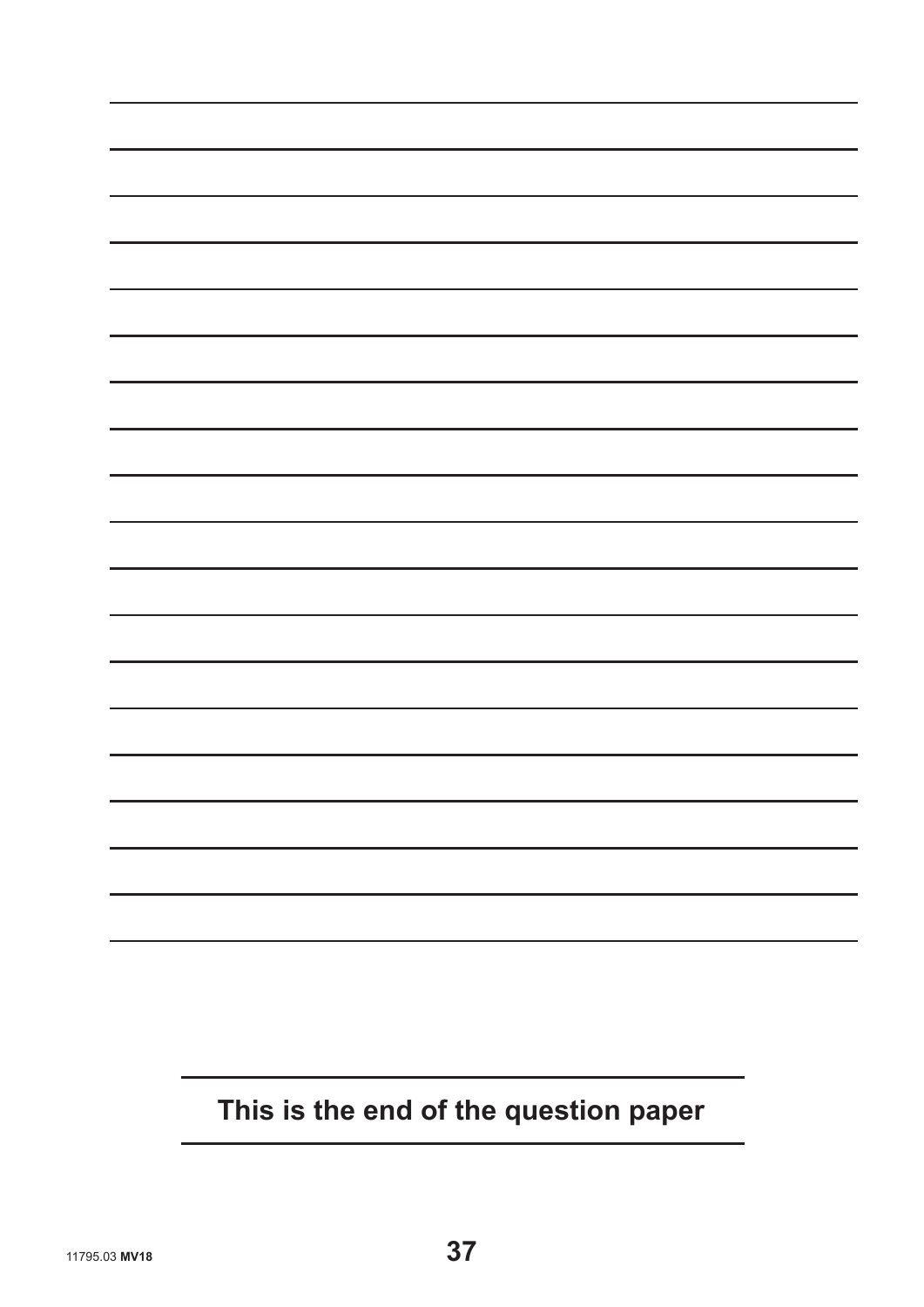**This is the end of the question paper**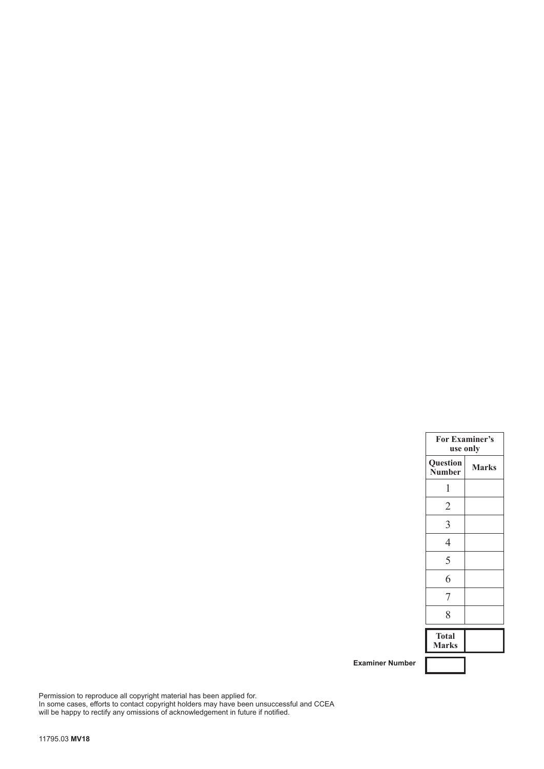| For Examiner's use only | |
|---|---|
| Question Number | Marks |
| 1 | |
| 2 | |
| 3 | |
| 4 | |
| 5 | |
| 6 | |
| 7 | |
| 8 | |

| Total Marks | |
|---|---|

**Examiner Number**

Permission to reproduce all copyright material has been applied for.
In some cases, efforts to contact copyright holders may have been unsuccessful and CCEA will be happy to rectify any omissions of acknowledgement in future if notified.

11795.03 **MV18**